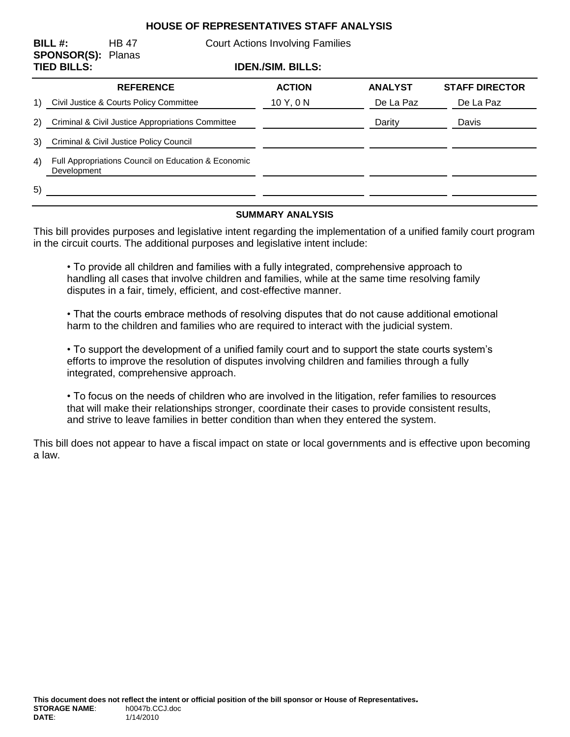# HOUSE OF REPRESENTATIVES STAFF ANALYSIS

**BILL #:** HB 47 Court Actions Involving Families

**SPONSOR(S):** Planas

**TIED BILLS:** **IDEN./SIM. BILLS:**

| | REFERENCE | ACTION | ANALYST | STAFF DIRECTOR |
|---|---|---|---|---|
| 1) | Civil Justice & Courts Policy Committee | 10 Y, 0 N | De La Paz | De La Paz |
| 2) | Criminal & Civil Justice Appropriations Committee | | Darity | Davis |
| 3) | Criminal & Civil Justice Policy Council | | | |
| 4) | Full Appropriations Council on Education & Economic Development | | | |
| 5) | | | | |

## SUMMARY ANALYSIS

This bill provides purposes and legislative intent regarding the implementation of a unified family court program in the circuit courts. The additional purposes and legislative intent include:

- To provide all children and families with a fully integrated, comprehensive approach to handling all cases that involve children and families, while at the same time resolving family disputes in a fair, timely, efficient, and cost-effective manner.

- That the courts embrace methods of resolving disputes that do not cause additional emotional harm to the children and families who are required to interact with the judicial system.

- To support the development of a unified family court and to support the state courts system's efforts to improve the resolution of disputes involving children and families through a fully integrated, comprehensive approach.

- To focus on the needs of children who are involved in the litigation, refer families to resources that will make their relationships stronger, coordinate their cases to provide consistent results, and strive to leave families in better condition than when they entered the system.

This bill does not appear to have a fiscal impact on state or local governments and is effective upon becoming a law.

**This document does not reflect the intent or official position of the bill sponsor or House of Representatives.**

**STORAGE NAME**: h0047b.CCJ.doc

**DATE**: 1/14/2010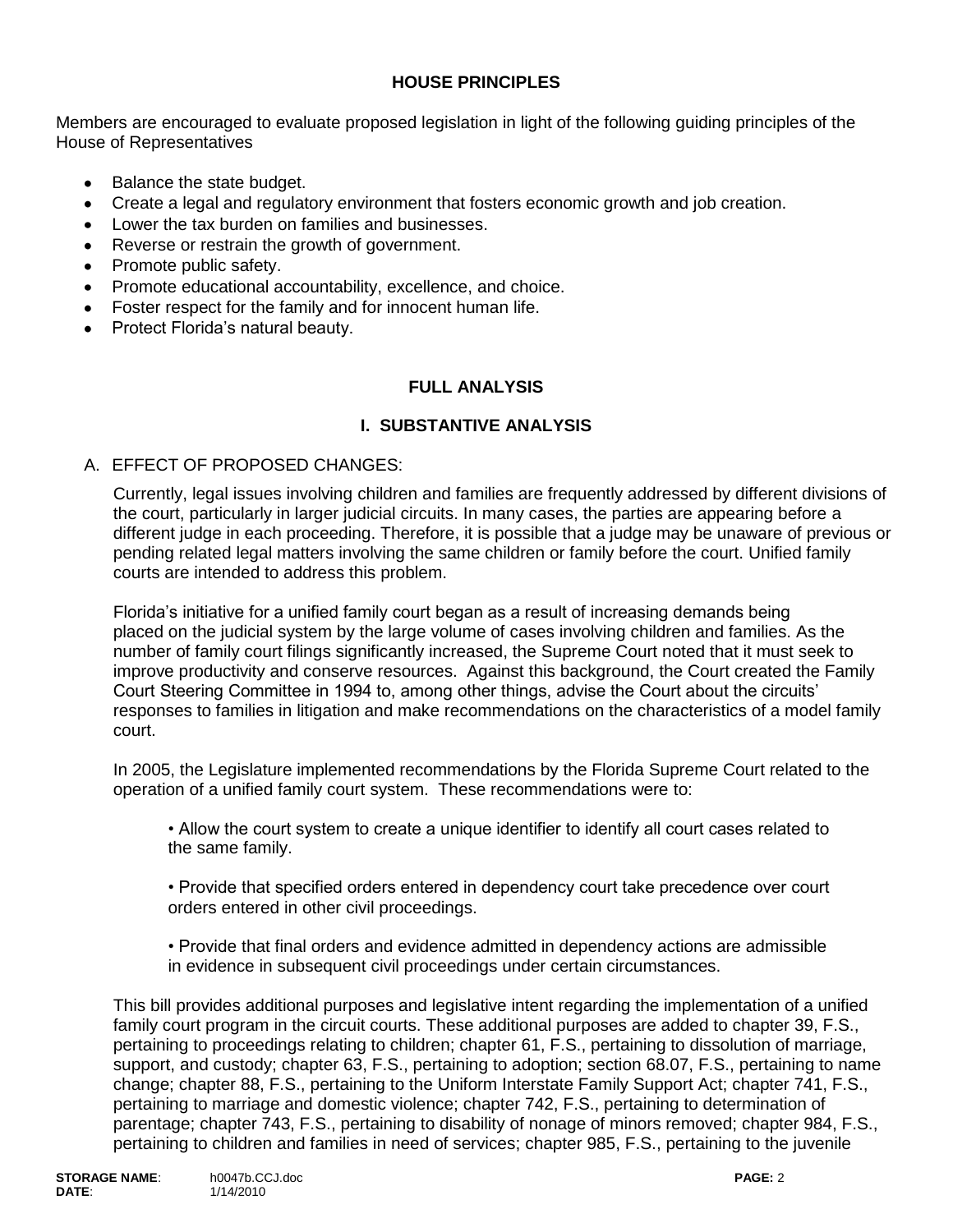## HOUSE PRINCIPLES

Members are encouraged to evaluate proposed legislation in light of the following guiding principles of the House of Representatives

- Balance the state budget.
- Create a legal and regulatory environment that fosters economic growth and job creation.
- Lower the tax burden on families and businesses.
- Reverse or restrain the growth of government.
- Promote public safety.
- Promote educational accountability, excellence, and choice.
- Foster respect for the family and for innocent human life.
- Protect Florida's natural beauty.

## FULL ANALYSIS

## I. SUBSTANTIVE ANALYSIS

A. EFFECT OF PROPOSED CHANGES:

Currently, legal issues involving children and families are frequently addressed by different divisions of the court, particularly in larger judicial circuits. In many cases, the parties are appearing before a different judge in each proceeding. Therefore, it is possible that a judge may be unaware of previous or pending related legal matters involving the same children or family before the court. Unified family courts are intended to address this problem.

Florida's initiative for a unified family court began as a result of increasing demands being placed on the judicial system by the large volume of cases involving children and families. As the number of family court filings significantly increased, the Supreme Court noted that it must seek to improve productivity and conserve resources. Against this background, the Court created the Family Court Steering Committee in 1994 to, among other things, advise the Court about the circuits' responses to families in litigation and make recommendations on the characteristics of a model family court.

In 2005, the Legislature implemented recommendations by the Florida Supreme Court related to the operation of a unified family court system. These recommendations were to:

- Allow the court system to create a unique identifier to identify all court cases related to the same family.
- Provide that specified orders entered in dependency court take precedence over court orders entered in other civil proceedings.
- Provide that final orders and evidence admitted in dependency actions are admissible in evidence in subsequent civil proceedings under certain circumstances.

This bill provides additional purposes and legislative intent regarding the implementation of a unified family court program in the circuit courts. These additional purposes are added to chapter 39, F.S., pertaining to proceedings relating to children; chapter 61, F.S., pertaining to dissolution of marriage, support, and custody; chapter 63, F.S., pertaining to adoption; section 68.07, F.S., pertaining to name change; chapter 88, F.S., pertaining to the Uniform Interstate Family Support Act; chapter 741, F.S., pertaining to marriage and domestic violence; chapter 742, F.S., pertaining to determination of parentage; chapter 743, F.S., pertaining to disability of nonage of minors removed; chapter 984, F.S., pertaining to children and families in need of services; chapter 985, F.S., pertaining to the juvenile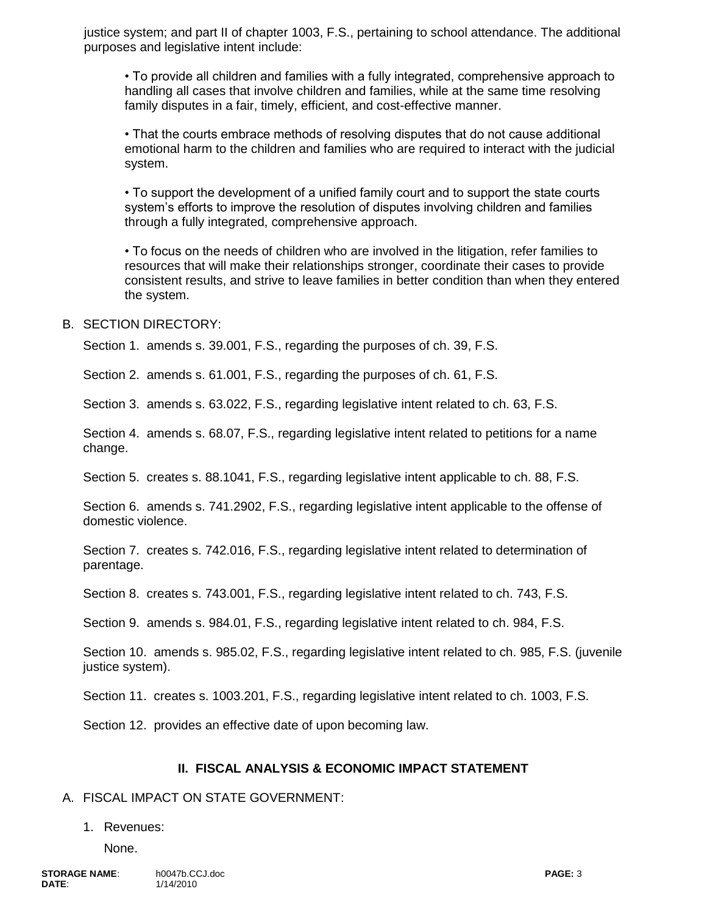justice system; and part II of chapter 1003, F.S., pertaining to school attendance. The additional purposes and legislative intent include:

- To provide all children and families with a fully integrated, comprehensive approach to handling all cases that involve children and families, while at the same time resolving family disputes in a fair, timely, efficient, and cost-effective manner.

- That the courts embrace methods of resolving disputes that do not cause additional emotional harm to the children and families who are required to interact with the judicial system.

- To support the development of a unified family court and to support the state courts system's efforts to improve the resolution of disputes involving children and families through a fully integrated, comprehensive approach.

- To focus on the needs of children who are involved in the litigation, refer families to resources that will make their relationships stronger, coordinate their cases to provide consistent results, and strive to leave families in better condition than when they entered the system.

B. SECTION DIRECTORY:

Section 1. amends s. 39.001, F.S., regarding the purposes of ch. 39, F.S.

Section 2. amends s. 61.001, F.S., regarding the purposes of ch. 61, F.S.

Section 3. amends s. 63.022, F.S., regarding legislative intent related to ch. 63, F.S.

Section 4. amends s. 68.07, F.S., regarding legislative intent related to petitions for a name change.

Section 5. creates s. 88.1041, F.S., regarding legislative intent applicable to ch. 88, F.S.

Section 6. amends s. 741.2902, F.S., regarding legislative intent applicable to the offense of domestic violence.

Section 7. creates s. 742.016, F.S., regarding legislative intent related to determination of parentage.

Section 8. creates s. 743.001, F.S., regarding legislative intent related to ch. 743, F.S.

Section 9. amends s. 984.01, F.S., regarding legislative intent related to ch. 984, F.S.

Section 10. amends s. 985.02, F.S., regarding legislative intent related to ch. 985, F.S. (juvenile justice system).

Section 11. creates s. 1003.201, F.S., regarding legislative intent related to ch. 1003, F.S.

Section 12. provides an effective date of upon becoming law.

## II. FISCAL ANALYSIS & ECONOMIC IMPACT STATEMENT

A. FISCAL IMPACT ON STATE GOVERNMENT:

1. Revenues:

   None.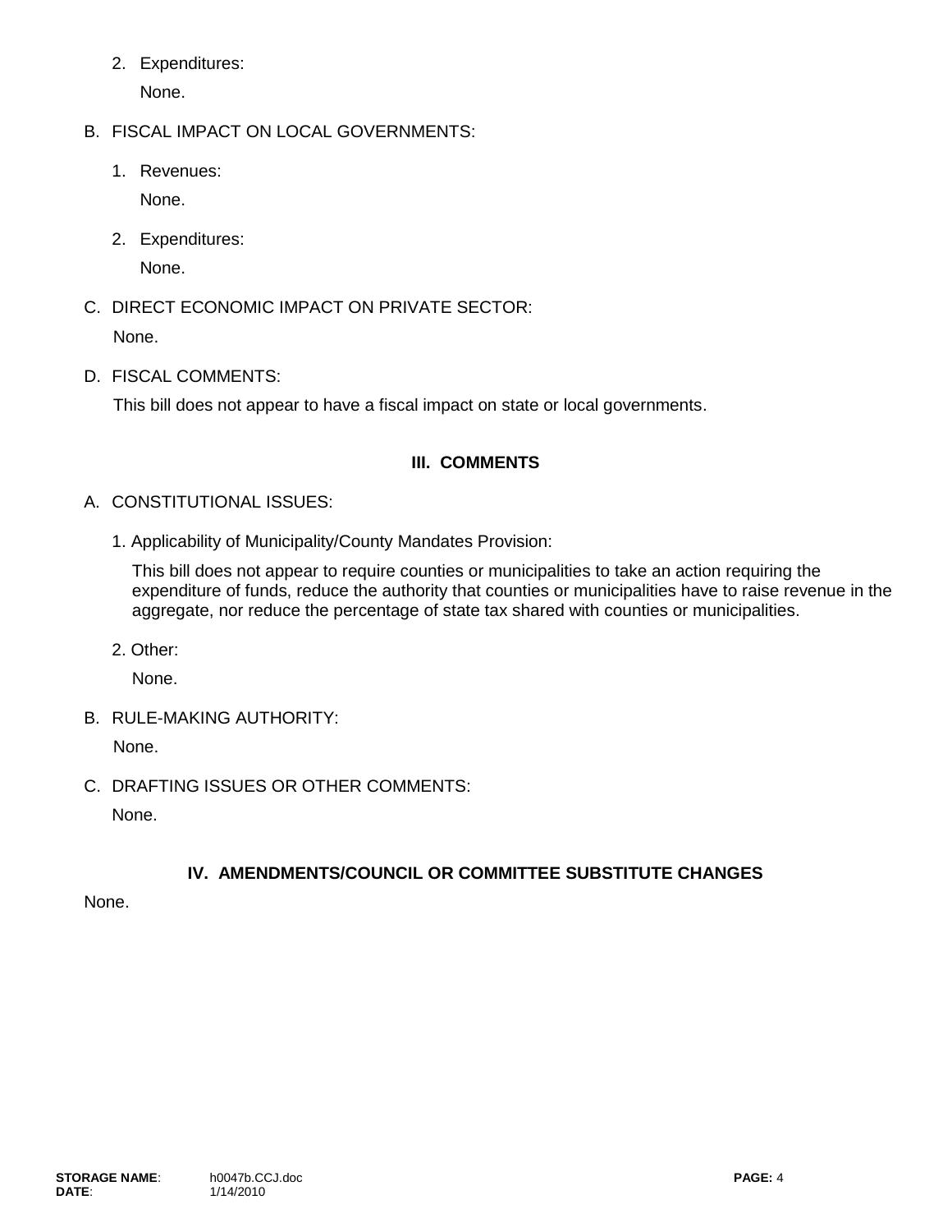2. Expenditures:

   None.

B. FISCAL IMPACT ON LOCAL GOVERNMENTS:

1. Revenues:

   None.

2. Expenditures:

   None.

C. DIRECT ECONOMIC IMPACT ON PRIVATE SECTOR:

   None.

D. FISCAL COMMENTS:

   This bill does not appear to have a fiscal impact on state or local governments.

## III. COMMENTS

A. CONSTITUTIONAL ISSUES:

1. Applicability of Municipality/County Mandates Provision:

   This bill does not appear to require counties or municipalities to take an action requiring the expenditure of funds, reduce the authority that counties or municipalities have to raise revenue in the aggregate, nor reduce the percentage of state tax shared with counties or municipalities.

2. Other:

   None.

B. RULE-MAKING AUTHORITY:

   None.

C. DRAFTING ISSUES OR OTHER COMMENTS:

   None.

## IV. AMENDMENTS/COUNCIL OR COMMITTEE SUBSTITUTE CHANGES

None.